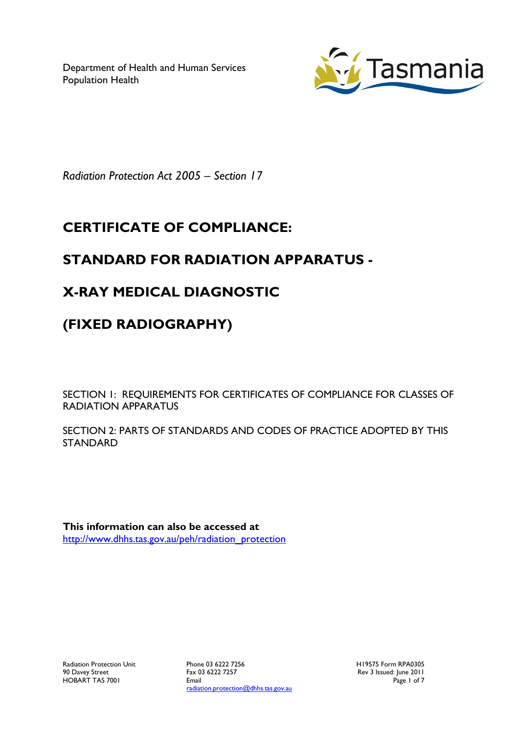Department of Health and Human Services
Population Health

Tasmania

*Radiation Protection Act 2005 – Section 17*

# CERTIFICATE OF COMPLIANCE:

# STANDARD FOR RADIATION APPARATUS -

# X-RAY MEDICAL DIAGNOSTIC

# (FIXED RADIOGRAPHY)

SECTION 1: REQUIREMENTS FOR CERTIFICATES OF COMPLIANCE FOR CLASSES OF RADIATION APPARATUS

SECTION 2: PARTS OF STANDARDS AND CODES OF PRACTICE ADOPTED BY THIS STANDARD

**This information can also be accessed at**
http://www.dhhs.tas.gov.au/peh/radiation_protection

Radiation Protection Unit
90 Davey Street
HOBART TAS 7001

Phone 03 6222 7256
Fax 03 6222 7257
Email
radiation.protection@dhhs.tas.gov.au

H19575 Form RPA0305
Rev 3 Issued: June 2011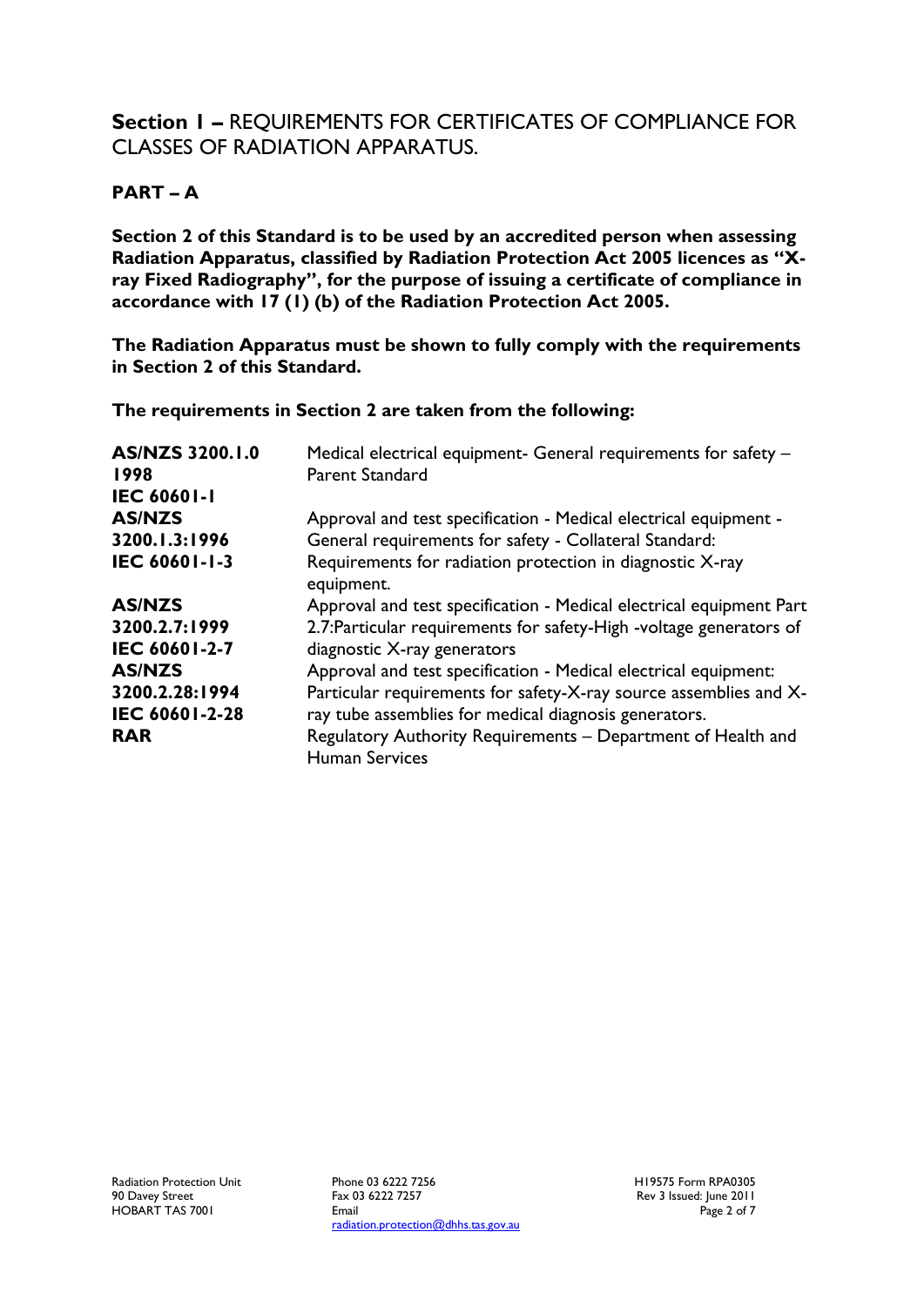## **Section 1 –** REQUIREMENTS FOR CERTIFICATES OF COMPLIANCE FOR CLASSES OF RADIATION APPARATUS.

### PART – A

**Section 2 of this Standard is to be used by an accredited person when assessing Radiation Apparatus, classified by Radiation Protection Act 2005 licences as "X-ray Fixed Radiography", for the purpose of issuing a certificate of compliance in accordance with 17 (1) (b) of the Radiation Protection Act 2005.**

**The Radiation Apparatus must be shown to fully comply with the requirements in Section 2 of this Standard.**

**The requirements in Section 2 are taken from the following:**

| | |
|---|---|
| **AS/NZS 3200.1.0 1998 IEC 60601-1** | Medical electrical equipment- General requirements for safety – Parent Standard |
| **AS/NZS 3200.1.3:1996 IEC 60601-1-3** | Approval and test specification - Medical electrical equipment - General requirements for safety - Collateral Standard: Requirements for radiation protection in diagnostic X-ray equipment. |
| **AS/NZS 3200.2.7:1999 IEC 60601-2-7** | Approval and test specification - Medical electrical equipment Part 2.7:Particular requirements for safety-High -voltage generators of diagnostic X-ray generators |
| **AS/NZS 3200.2.28:1994 IEC 60601-2-28** | Approval and test specification - Medical electrical equipment: Particular requirements for safety-X-ray source assemblies and X-ray tube assemblies for medical diagnosis generators. |
| **RAR** | Regulatory Authority Requirements – Department of Health and Human Services |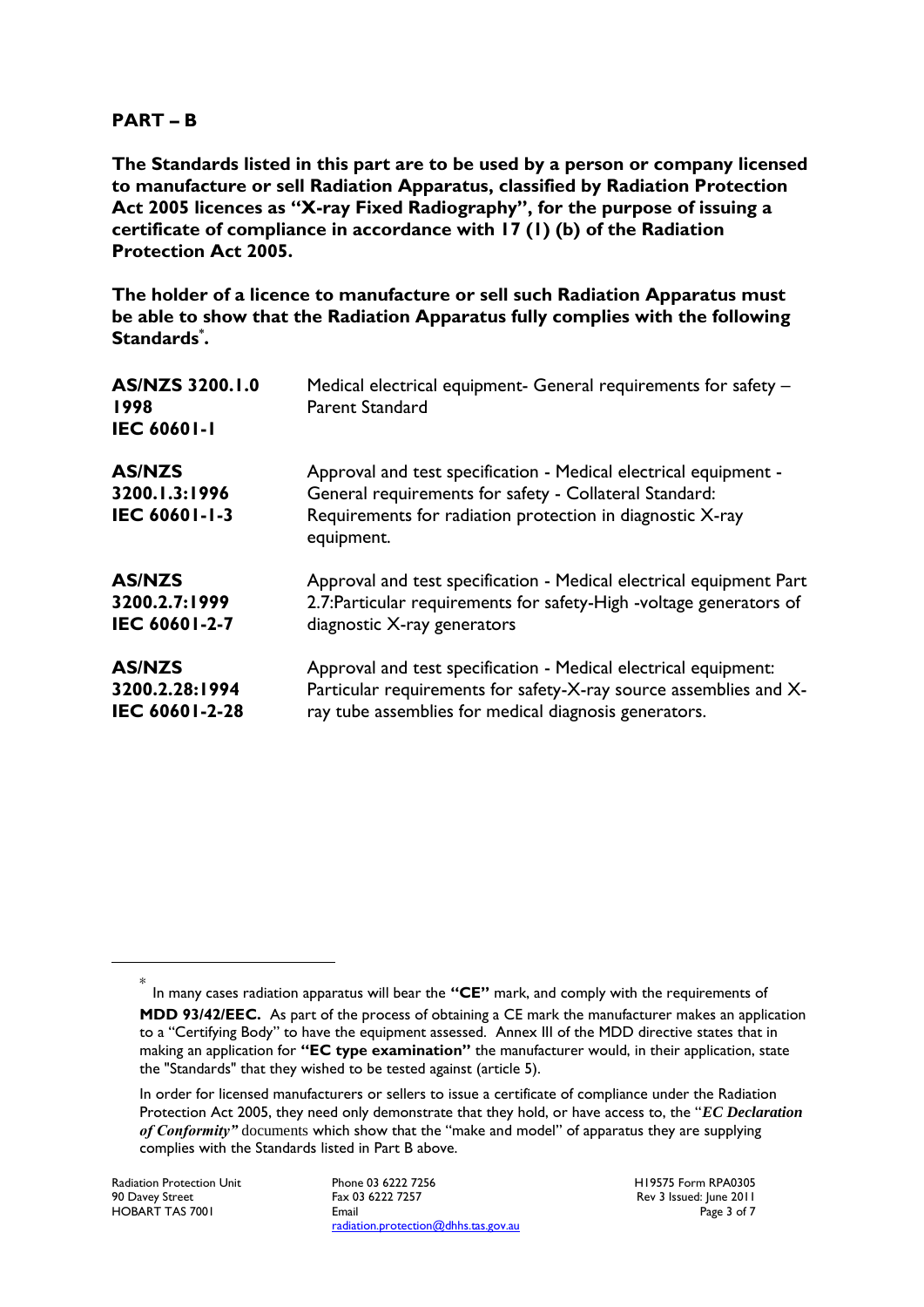## PART – B

**The Standards listed in this part are to be used by a person or company licensed to manufacture or sell Radiation Apparatus, classified by Radiation Protection Act 2005 licences as "X-ray Fixed Radiography", for the purpose of issuing a certificate of compliance in accordance with 17 (1) (b) of the Radiation Protection Act 2005.**

**The holder of a licence to manufacture or sell such Radiation Apparatus must be able to show that the Radiation Apparatus fully complies with the following Standards[*].**

| | |
|---|---|
| **AS/NZS 3200.1.0 1998 IEC 60601-1** | Medical electrical equipment- General requirements for safety – Parent Standard |
| **AS/NZS 3200.1.3:1996 IEC 60601-1-3** | Approval and test specification - Medical electrical equipment - General requirements for safety - Collateral Standard: Requirements for radiation protection in diagnostic X-ray equipment. |
| **AS/NZS 3200.2.7:1999 IEC 60601-2-7** | Approval and test specification - Medical electrical equipment Part 2.7:Particular requirements for safety-High -voltage generators of diagnostic X-ray generators |
| **AS/NZS 3200.2.28:1994 IEC 60601-2-28** | Approval and test specification - Medical electrical equipment: Particular requirements for safety-X-ray source assemblies and X-ray tube assemblies for medical diagnosis generators. |

---

[*] In many cases radiation apparatus will bear the **"CE"** mark, and comply with the requirements of **MDD 93/42/EEC.** As part of the process of obtaining a CE mark the manufacturer makes an application to a "Certifying Body" to have the equipment assessed. Annex III of the MDD directive states that in making an application for **"EC type examination"** the manufacturer would, in their application, state the "Standards" that they wished to be tested against (article 5).

In order for licensed manufacturers or sellers to issue a certificate of compliance under the Radiation Protection Act 2005, they need only demonstrate that they hold, or have access to, the "***EC Declaration of Conformity"*** documents which show that the "make and model" of apparatus they are supplying complies with the Standards listed in Part B above.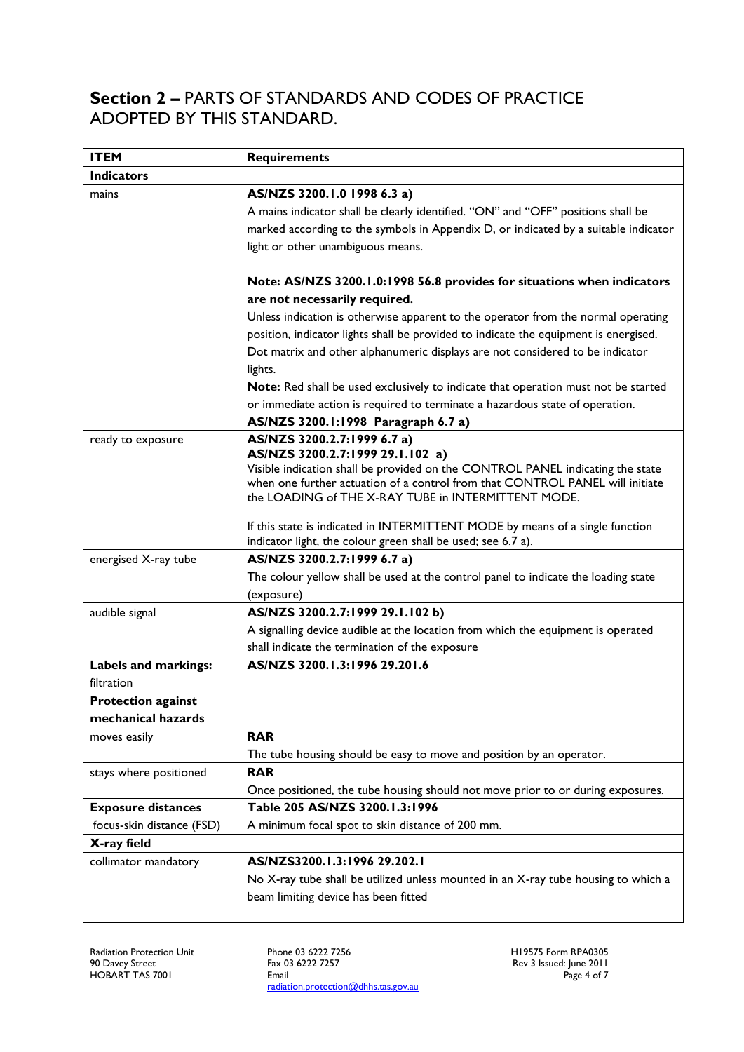## **Section 2 –** PARTS OF STANDARDS AND CODES OF PRACTICE ADOPTED BY THIS STANDARD.

| ITEM | Requirements |
|---|---|
| **Indicators** | |
| mains | **AS/NZS 3200.1.0 1998 6.3 a)**<br>A mains indicator shall be clearly identified. "ON" and "OFF" positions shall be marked according to the symbols in Appendix D, or indicated by a suitable indicator light or other unambiguous means.<br><br>**Note: AS/NZS 3200.1.0:1998 56.8 provides for situations when indicators are not necessarily required.**<br>Unless indication is otherwise apparent to the operator from the normal operating position, indicator lights shall be provided to indicate the equipment is energised. Dot matrix and other alphanumeric displays are not considered to be indicator lights.<br>**Note:** Red shall be used exclusively to indicate that operation must not be started or immediate action is required to terminate a hazardous state of operation.<br>**AS/NZS 3200.1:1998 Paragraph 6.7 a)** |
| ready to exposure | **AS/NZS 3200.2.7:1999 6.7 a)**<br>**AS/NZS 3200.2.7:1999 29.1.102 a)**<br>Visible indication shall be provided on the CONTROL PANEL indicating the state when one further actuation of a control from that CONTROL PANEL will initiate the LOADING of THE X-RAY TUBE in INTERMITTENT MODE.<br><br>If this state is indicated in INTERMITTENT MODE by means of a single function indicator light, the colour green shall be used; see 6.7 a). |
| energised X-ray tube | **AS/NZS 3200.2.7:1999 6.7 a)**<br>The colour yellow shall be used at the control panel to indicate the loading state (exposure) |
| audible signal | **AS/NZS 3200.2.7:1999 29.1.102 b)**<br>A signalling device audible at the location from which the equipment is operated shall indicate the termination of the exposure |
| **Labels and markings:**<br>filtration | **AS/NZS 3200.1.3:1996 29.201.6** |
| **Protection against mechanical hazards** | |
| moves easily | **RAR**<br>The tube housing should be easy to move and position by an operator. |
| stays where positioned | **RAR**<br>Once positioned, the tube housing should not move prior to or during exposures. |
| **Exposure distances**<br>focus-skin distance (FSD) | **Table 205 AS/NZS 3200.1.3:1996**<br>A minimum focal spot to skin distance of 200 mm. |
| **X-ray field** | |
| collimator mandatory | **AS/NZS3200.1.3:1996 29.202.1**<br>No X-ray tube shall be utilized unless mounted in an X-ray tube housing to which a beam limiting device has been fitted |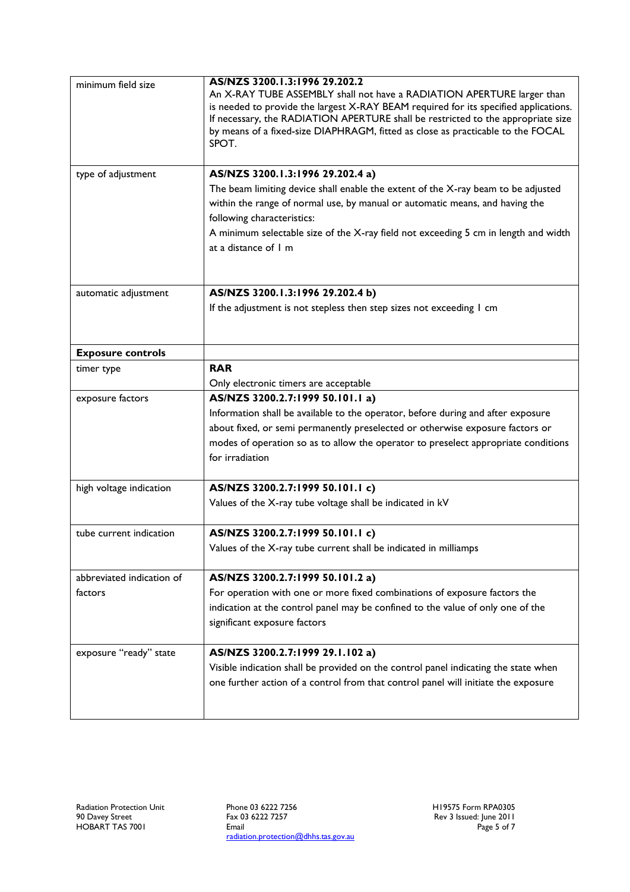| | |
|---|---|
| minimum field size | **AS/NZS 3200.1.3:1996 29.202.2**<br>An X-RAY TUBE ASSEMBLY shall not have a RADIATION APERTURE larger than is needed to provide the largest X-RAY BEAM required for its specified applications. If necessary, the RADIATION APERTURE shall be restricted to the appropriate size by means of a fixed-size DIAPHRAGM, fitted as close as practicable to the FOCAL SPOT. |
| type of adjustment | **AS/NZS 3200.1.3:1996 29.202.4 a)**<br>The beam limiting device shall enable the extent of the X-ray beam to be adjusted within the range of normal use, by manual or automatic means, and having the following characteristics:<br>A minimum selectable size of the X-ray field not exceeding 5 cm in length and width at a distance of 1 m |
| automatic adjustment | **AS/NZS 3200.1.3:1996 29.202.4 b)**<br>If the adjustment is not stepless then step sizes not exceeding 1 cm |
| **Exposure controls** | |
| timer type | **RAR**<br>Only electronic timers are acceptable |
| exposure factors | **AS/NZS 3200.2.7:1999 50.101.1 a)**<br>Information shall be available to the operator, before during and after exposure about fixed, or semi permanently preselected or otherwise exposure factors or modes of operation so as to allow the operator to preselect appropriate conditions for irradiation |
| high voltage indication | **AS/NZS 3200.2.7:1999 50.101.1 c)**<br>Values of the X-ray tube voltage shall be indicated in kV |
| tube current indication | **AS/NZS 3200.2.7:1999 50.101.1 c)**<br>Values of the X-ray tube current shall be indicated in milliamps |
| abbreviated indication of factors | **AS/NZS 3200.2.7:1999 50.101.2 a)**<br>For operation with one or more fixed combinations of exposure factors the indication at the control panel may be confined to the value of only one of the significant exposure factors |
| exposure "ready" state | **AS/NZS 3200.2.7:1999 29.1.102 a)**<br>Visible indication shall be provided on the control panel indicating the state when one further action of a control from that control panel will initiate the exposure |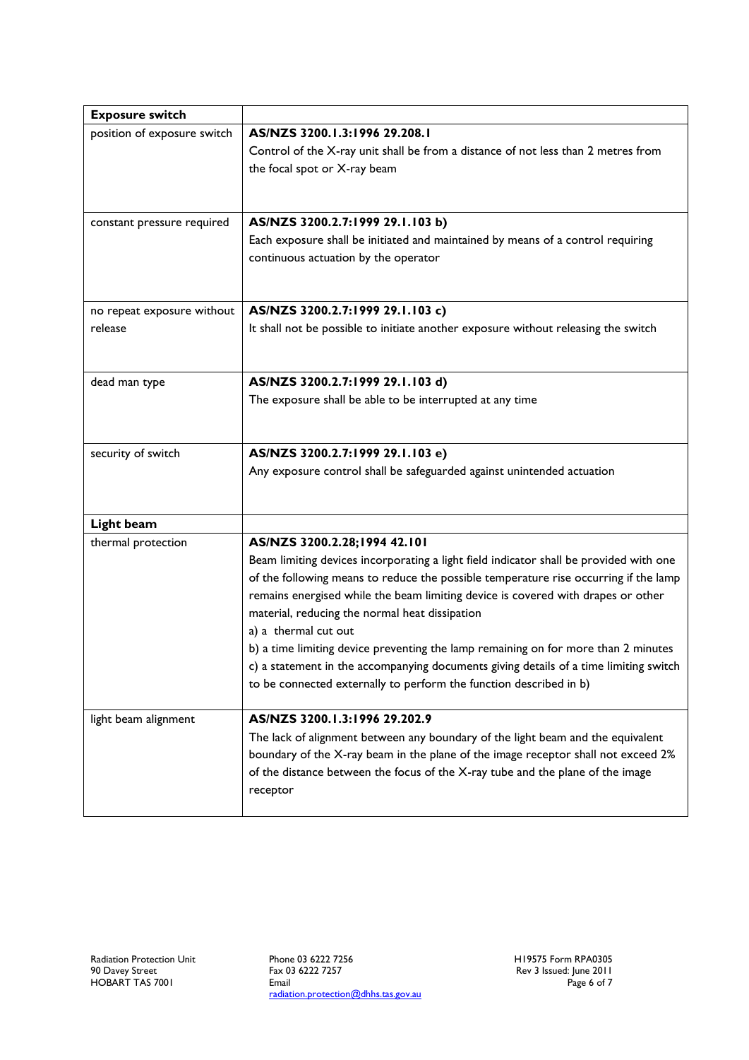| **Exposure switch** | |
|---|---|
| position of exposure switch | **AS/NZS 3200.1.3:1996 29.208.1**<br>Control of the X-ray unit shall be from a distance of not less than 2 metres from the focal spot or X-ray beam |
| constant pressure required | **AS/NZS 3200.2.7:1999 29.1.103 b)**<br>Each exposure shall be initiated and maintained by means of a control requiring continuous actuation by the operator |
| no repeat exposure without release | **AS/NZS 3200.2.7:1999 29.1.103 c)**<br>It shall not be possible to initiate another exposure without releasing the switch |
| dead man type | **AS/NZS 3200.2.7:1999 29.1.103 d)**<br>The exposure shall be able to be interrupted at any time |
| security of switch | **AS/NZS 3200.2.7:1999 29.1.103 e)**<br>Any exposure control shall be safeguarded against unintended actuation |
| **Light beam** | |
| thermal protection | **AS/NZS 3200.2.28;1994 42.101**<br>Beam limiting devices incorporating a light field indicator shall be provided with one of the following means to reduce the possible temperature rise occurring if the lamp remains energised while the beam limiting device is covered with drapes or other material, reducing the normal heat dissipation<br>a) a thermal cut out<br>b) a time limiting device preventing the lamp remaining on for more than 2 minutes<br>c) a statement in the accompanying documents giving details of a time limiting switch to be connected externally to perform the function described in b) |
| light beam alignment | **AS/NZS 3200.1.3:1996 29.202.9**<br>The lack of alignment between any boundary of the light beam and the equivalent boundary of the X-ray beam in the plane of the image receptor shall not exceed 2% of the distance between the focus of the X-ray tube and the plane of the image receptor |

Radiation Protection Unit
90 Davey Street
HOBART TAS 7001

Phone 03 6222 7256
Fax 03 6222 7257
Email
radiation.protection@dhhs.tas.gov.au

H19575 Form RPA0305
Rev 3 Issued: June 2011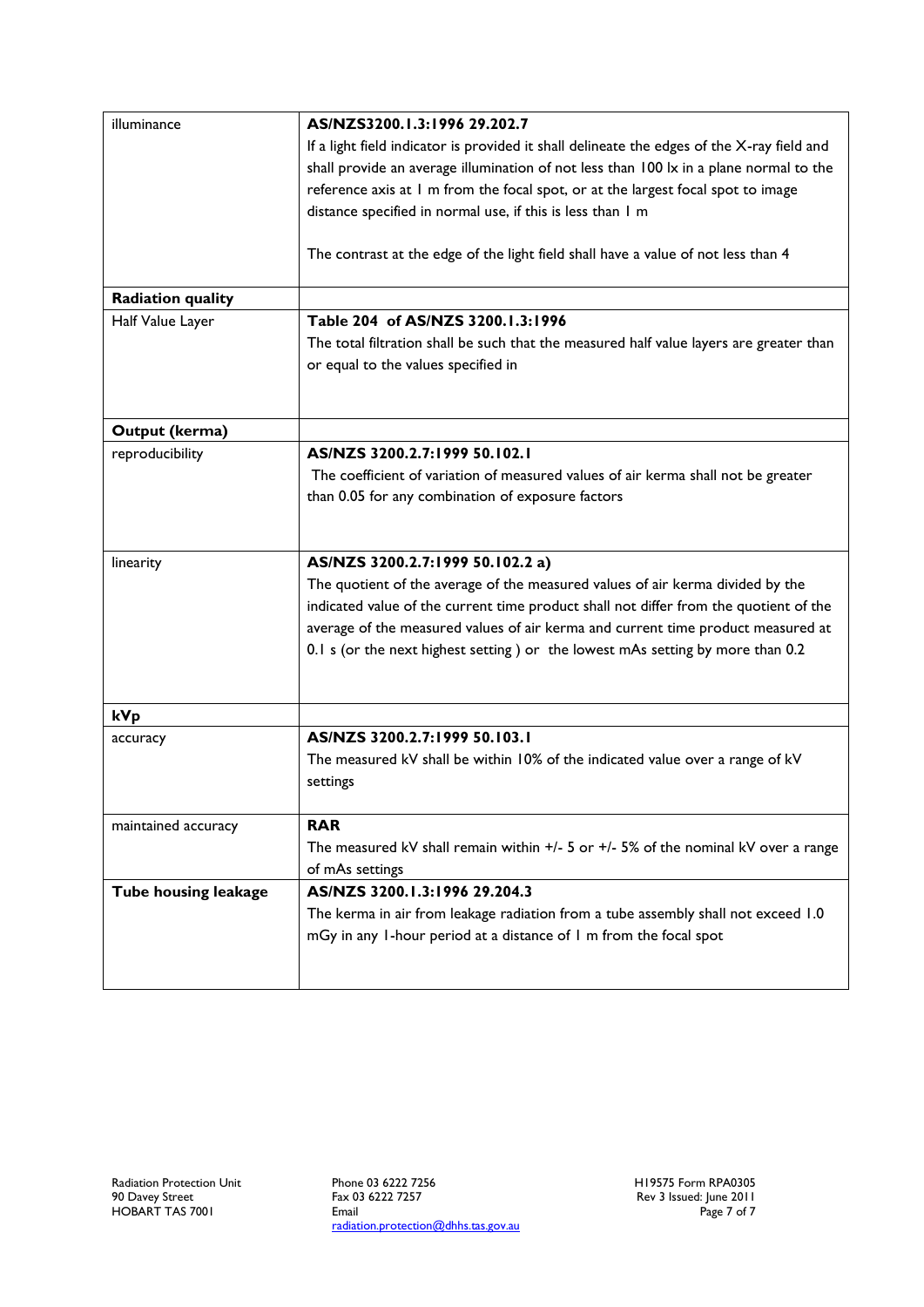| | |
|---|---|
| illuminance | **AS/NZS3200.1.3:1996 29.202.7**<br>If a light field indicator is provided it shall delineate the edges of the X-ray field and shall provide an average illumination of not less than 100 lx in a plane normal to the reference axis at 1 m from the focal spot, or at the largest focal spot to image distance specified in normal use, if this is less than 1 m<br><br>The contrast at the edge of the light field shall have a value of not less than 4 |
| **Radiation quality** | |
| Half Value Layer | **Table 204 of AS/NZS 3200.1.3:1996**<br>The total filtration shall be such that the measured half value layers are greater than or equal to the values specified in |
| **Output (kerma)** | |
| reproducibility | **AS/NZS 3200.2.7:1999 50.102.1**<br>The coefficient of variation of measured values of air kerma shall not be greater than 0.05 for any combination of exposure factors |
| linearity | **AS/NZS 3200.2.7:1999 50.102.2 a)**<br>The quotient of the average of the measured values of air kerma divided by the indicated value of the current time product shall not differ from the quotient of the average of the measured values of air kerma and current time product measured at 0.1 s (or the next highest setting ) or the lowest mAs setting by more than 0.2 |
| **kVp** | |
| accuracy | **AS/NZS 3200.2.7:1999 50.103.1**<br>The measured kV shall be within 10% of the indicated value over a range of kV settings |
| maintained accuracy | **RAR**<br>The measured kV shall remain within +/- 5 or +/- 5% of the nominal kV over a range of mAs settings |
| **Tube housing leakage** | **AS/NZS 3200.1.3:1996 29.204.3**<br>The kerma in air from leakage radiation from a tube assembly shall not exceed 1.0 mGy in any 1-hour period at a distance of 1 m from the focal spot |

Radiation Protection Unit
90 Davey Street
HOBART TAS 7001

Phone 03 6222 7256
Fax 03 6222 7257
Email
radiation.protection@dhhs.tas.gov.au

H19575 Form RPA0305
Rev 3 Issued: June 2011